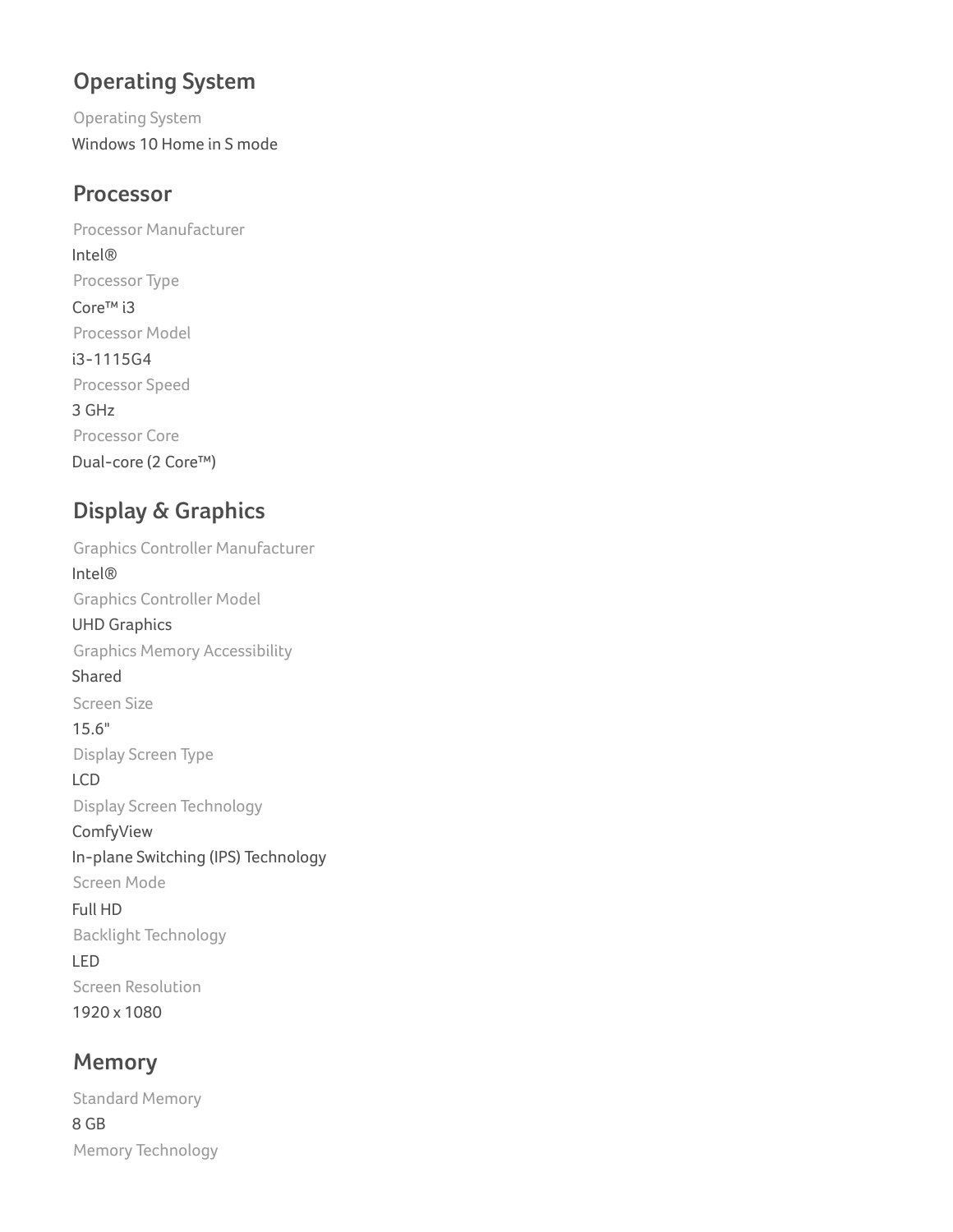## Operating System

Operating System

Windows 10 Home in S mode

## Processor

Processor Manufacturer

Intel®

Processor Type

Core™ i3

Processor Model

i3-1115G4

Processor Speed

3 GHz

Processor Core

Dual-core (2 Core™)

## Display & Graphics

Graphics Controller Manufacturer

Intel®

Graphics Controller Model

UHD Graphics

Graphics Memory Accessibility

Shared

Screen Size

15.6"

Display Screen Type

LCD

Display Screen Technology

ComfyView

In-plane Switching (IPS) Technology

Screen Mode

Full HD

Backlight Technology

LED

Screen Resolution

1920 x 1080

## Memory

Standard Memory

8 GB

Memory Technology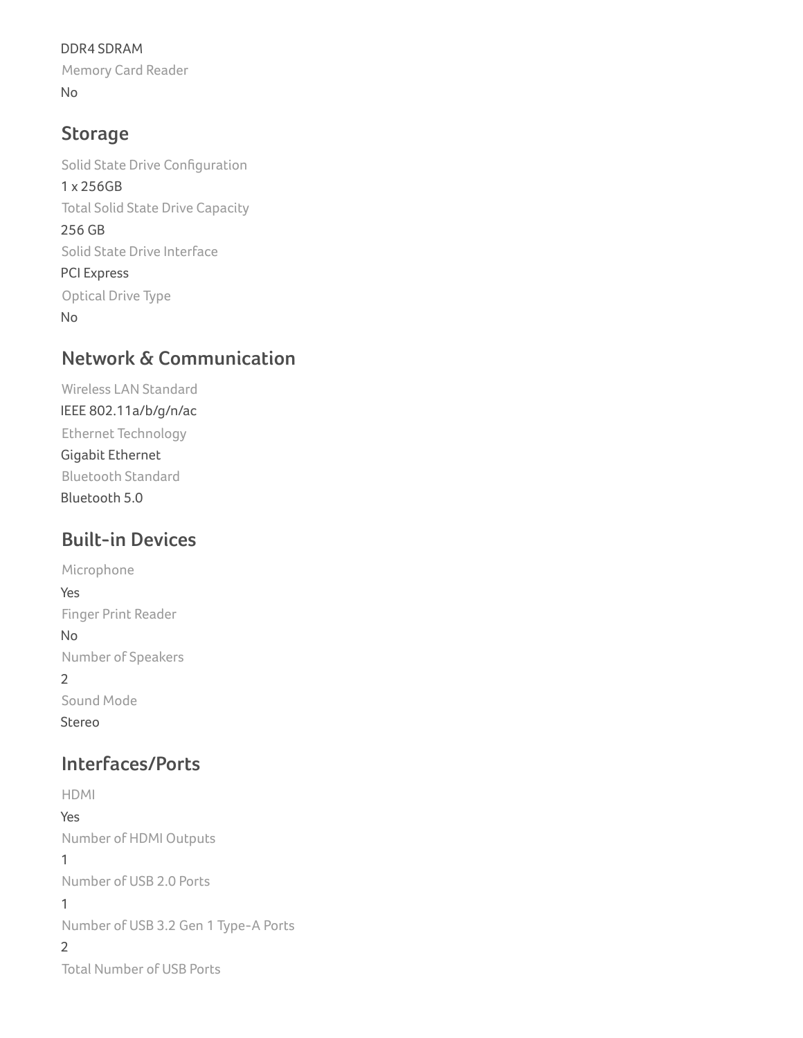DDR4 SDRAM

Memory Card Reader

No

## Storage

Solid State Drive Configuration

1 x 256GB

Total Solid State Drive Capacity

256 GB

Solid State Drive Interface

PCI Express

Optical Drive Type

No

## Network & Communication

Wireless LAN Standard

IEEE 802.11a/b/g/n/ac

Ethernet Technology

Gigabit Ethernet

Bluetooth Standard

Bluetooth 5.0

## Built-in Devices

Microphone

Yes

Finger Print Reader

No

Number of Speakers

2

Sound Mode

Stereo

## Interfaces/Ports

HDMI

Yes

Number of HDMI Outputs

1

Number of USB 2.0 Ports

1

Number of USB 3.2 Gen 1 Type-A Ports

2

Total Number of USB Ports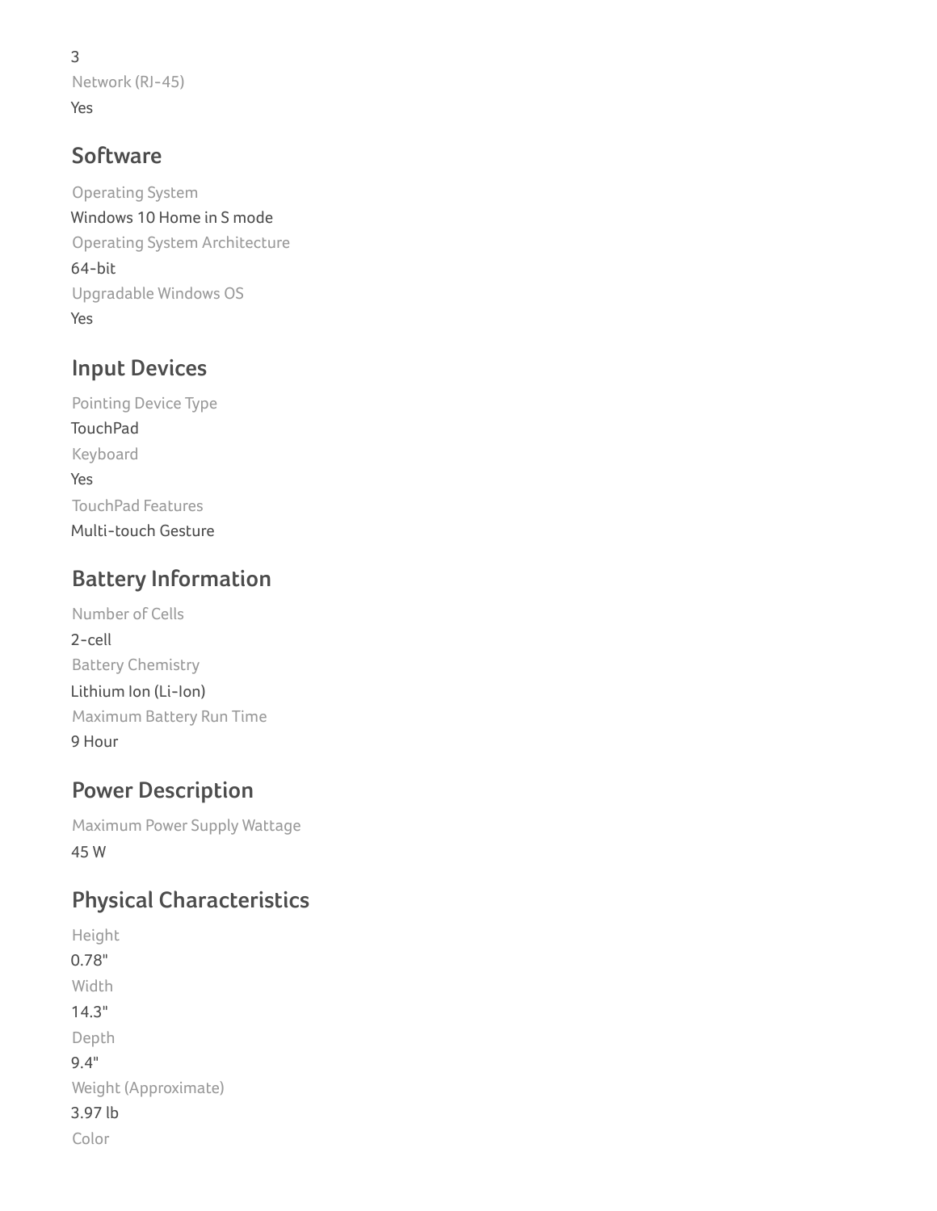3

Network (RJ-45)

Yes

## Software

Operating System

Windows 10 Home in S mode

Operating System Architecture

64-bit

Upgradable Windows OS

Yes

## Input Devices

Pointing Device Type

TouchPad

Keyboard

Yes

TouchPad Features

Multi-touch Gesture

## Battery Information

Number of Cells

2-cell

Battery Chemistry

Lithium Ion (Li-Ion)

Maximum Battery Run Time

9 Hour

## Power Description

Maximum Power Supply Wattage

45 W

## Physical Characteristics

Height

0.78"

Width

14.3"

Depth

9.4"

Weight (Approximate)

3.97 lb

Color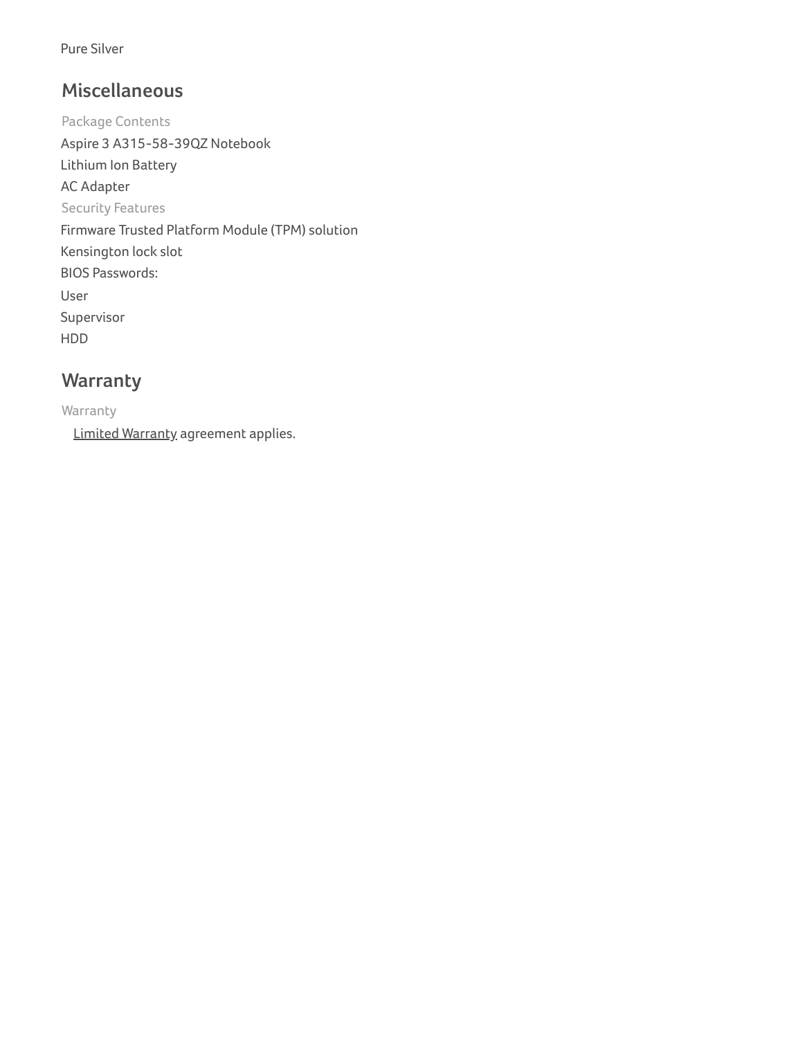Pure Silver

## Miscellaneous

Package Contents

Aspire 3 A315-58-39QZ Notebook

Lithium Ion Battery

AC Adapter

Security Features

Firmware Trusted Platform Module (TPM) solution

Kensington lock slot

BIOS Passwords:

User

Supervisor

HDD

## Warranty

Warranty

Limited Warranty agreement applies.